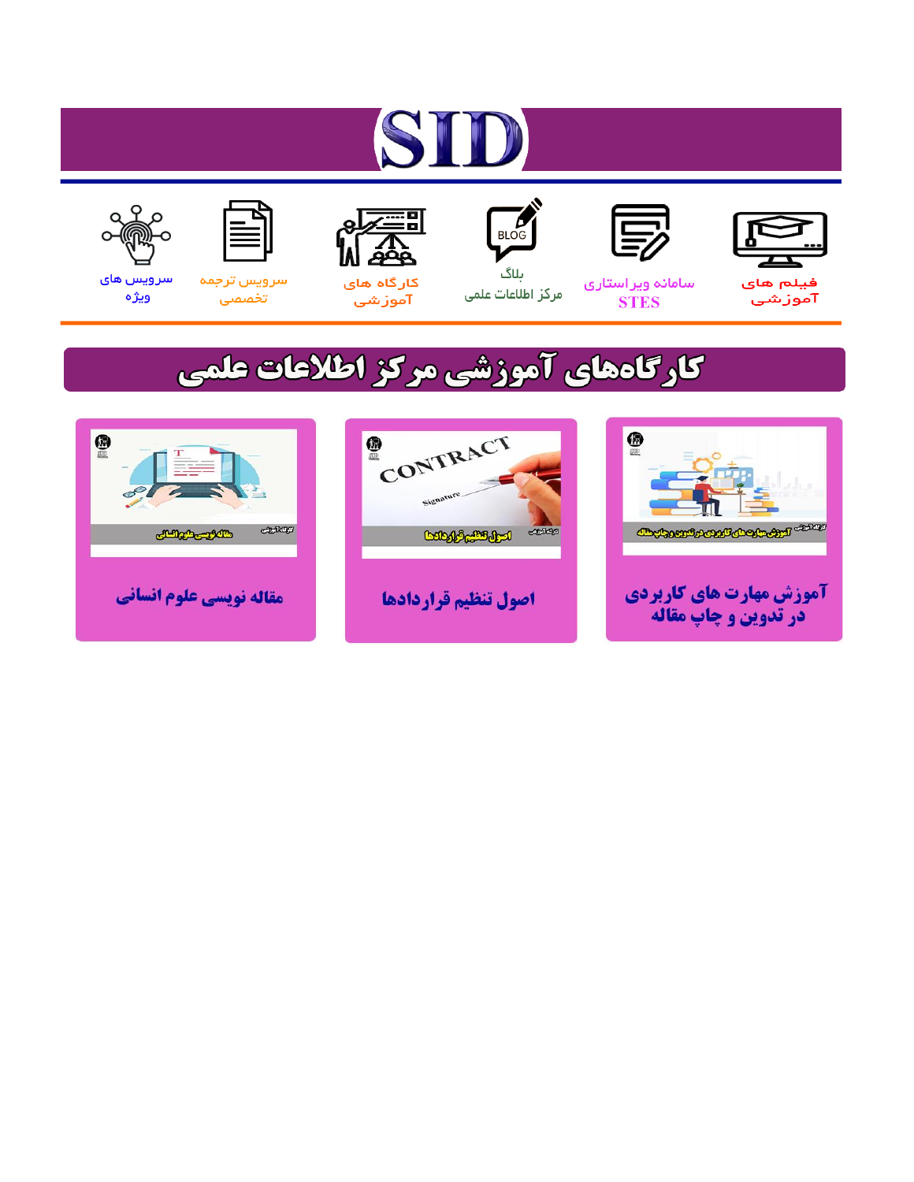# SID

فیلم های آموزشی

سامانه ویراستاری STES

بلاگ مرکز اطلاعات علمی

کارگاه های آموزشی

سرویس ترجمه تخصصی

سرویس های ویژه

## کارگاه‌های آموزشی مرکز اطلاعات علمی

آموزش مهارت های کاربردی در تدوین و چاپ مقاله

اصول تنظیم قراردادها

مقاله نویسی علوم انسانی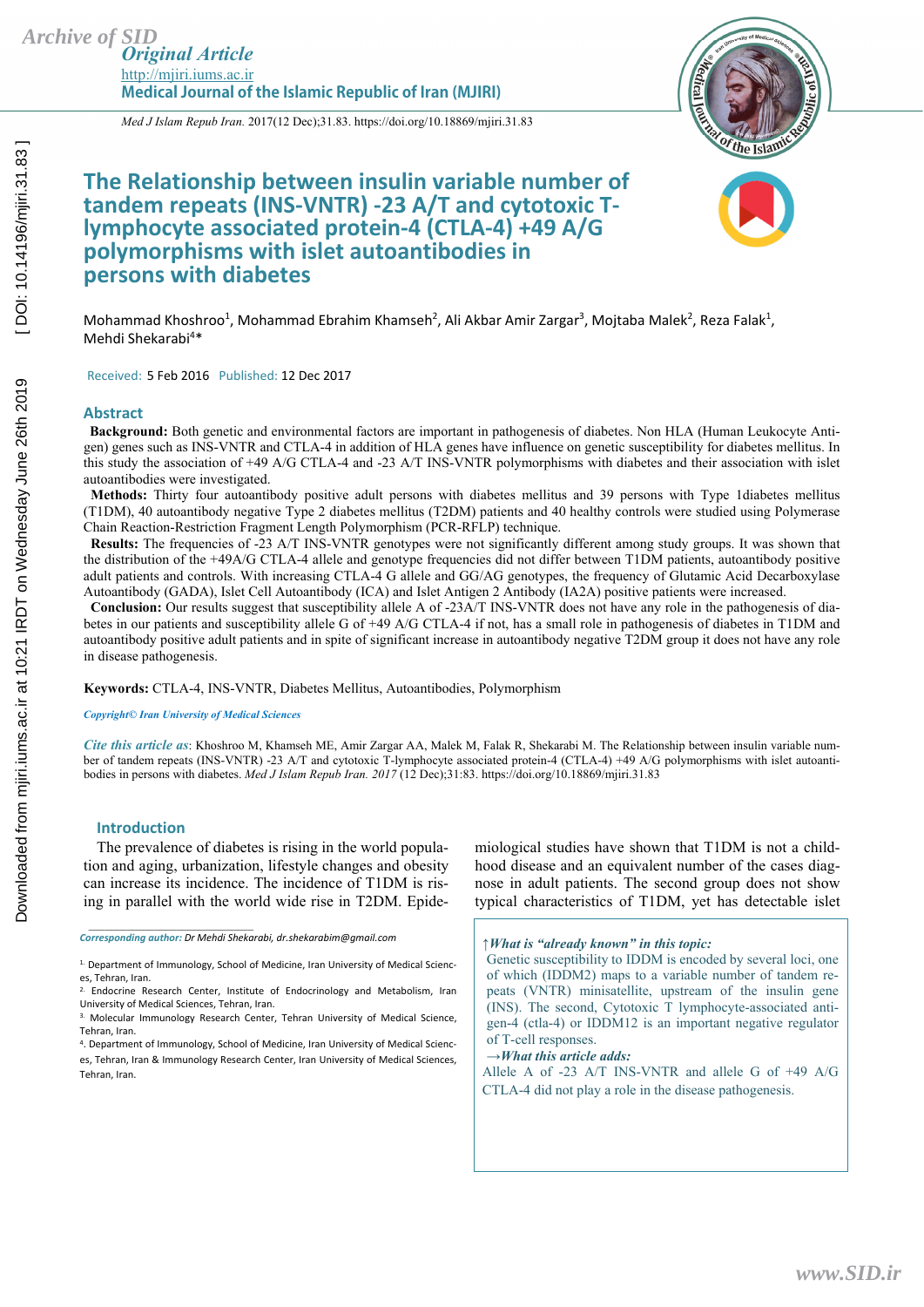# The Relationship between insulin variable number of tandem repeats (INS-VNTR) -23 A/T and cytotoxic T-lymphocyte associated protein-4 (CTLA-4) +49 A/G polymorphisms with islet autoantibodies in persons with diabetes

Mohammad Khoshroo[1], Mohammad Ebrahim Khamseh[2], Ali Akbar Amir Zargar[3], Mojtaba Malek[2], Reza Falak[1], Mehdi Shekarabi[4]*

Received: 5 Feb 2016 Published: 12 Dec 2017

## Abstract

**Background:** Both genetic and environmental factors are important in pathogenesis of diabetes. Non HLA (Human Leukocyte Antigen) genes such as INS-VNTR and CTLA-4 in addition of HLA genes have influence on genetic susceptibility for diabetes mellitus. In this study the association of +49 A/G CTLA-4 and -23 A/T INS-VNTR polymorphisms with diabetes and their association with islet autoantibodies were investigated.

**Methods:** Thirty four autoantibody positive adult persons with diabetes mellitus and 39 persons with Type 1diabetes mellitus (T1DM), 40 autoantibody negative Type 2 diabetes mellitus (T2DM) patients and 40 healthy controls were studied using Polymerase Chain Reaction-Restriction Fragment Length Polymorphism (PCR-RFLP) technique.

**Results:** The frequencies of -23 A/T INS-VNTR genotypes were not significantly different among study groups. It was shown that the distribution of the +49A/G CTLA-4 allele and genotype frequencies did not differ between T1DM patients, autoantibody positive adult patients and controls. With increasing CTLA-4 G allele and GG/AG genotypes, the frequency of Glutamic Acid Decarboxylase Autoantibody (GADA), Islet Cell Autoantibody (ICA) and Islet Antigen 2 Antibody (IA2A) positive patients were increased.

**Conclusion:** Our results suggest that susceptibility allele A of -23A/T INS-VNTR does not have any role in the pathogenesis of diabetes in our patients and susceptibility allele G of +49 A/G CTLA-4 if not, has a small role in pathogenesis of diabetes in T1DM and autoantibody positive adult patients and in spite of significant increase in autoantibody negative T2DM group it does not have any role in disease pathogenesis.

**Keywords:** CTLA-4, INS-VNTR, Diabetes Mellitus, Autoantibodies, Polymorphism

*Copyright© Iran University of Medical Sciences*

*Cite this article as*: Khoshroo M, Khamseh ME, Amir Zargar AA, Malek M, Falak R, Shekarabi M. The Relationship between insulin variable number of tandem repeats (INS-VNTR) -23 A/T and cytotoxic T-lymphocyte associated protein-4 (CTLA-4) +49 A/G polymorphisms with islet autoantibodies in persons with diabetes. *Med J Islam Repub Iran. 2017* (12 Dec);31:83. https://doi.org/10.18869/mjiri.31.83

## Introduction

The prevalence of diabetes is rising in the world population and aging, urbanization, lifestyle changes and obesity can increase its incidence. The incidence of T1DM is rising in parallel with the world wide rise in T2DM. Epidemiological studies have shown that T1DM is not a childhood disease and an equivalent number of the cases diagnose in adult patients. The second group does not show typical characteristics of T1DM, yet has detectable islet

*Corresponding author: Dr Mehdi Shekarabi, dr.shekarabim@gmail.com*

[1] Department of Immunology, School of Medicine, Iran University of Medical Sciences, Tehran, Iran.
[2] Endocrine Research Center, Institute of Endocrinology and Metabolism, Iran University of Medical Sciences, Tehran, Iran.
[3] Molecular Immunology Research Center, Tehran University of Medical Science, Tehran, Iran.
[4] Department of Immunology, School of Medicine, Iran University of Medical Sciences, Tehran, Iran & Immunology Research Center, Iran University of Medical Sciences, Tehran, Iran.

↑*What is "already known" in this topic:*
Genetic susceptibility to IDDM is encoded by several loci, one of which (IDDM2) maps to a variable number of tandem repeats (VNTR) minisatellite, upstream of the insulin gene (INS). The second, Cytotoxic T lymphocyte-associated antigen-4 (ctla-4) or IDDM12 is an important negative regulator of T-cell responses.

→*What this article adds:*
Allele A of -23 A/T INS-VNTR and allele G of +49 A/G CTLA-4 did not play a role in the disease pathogenesis.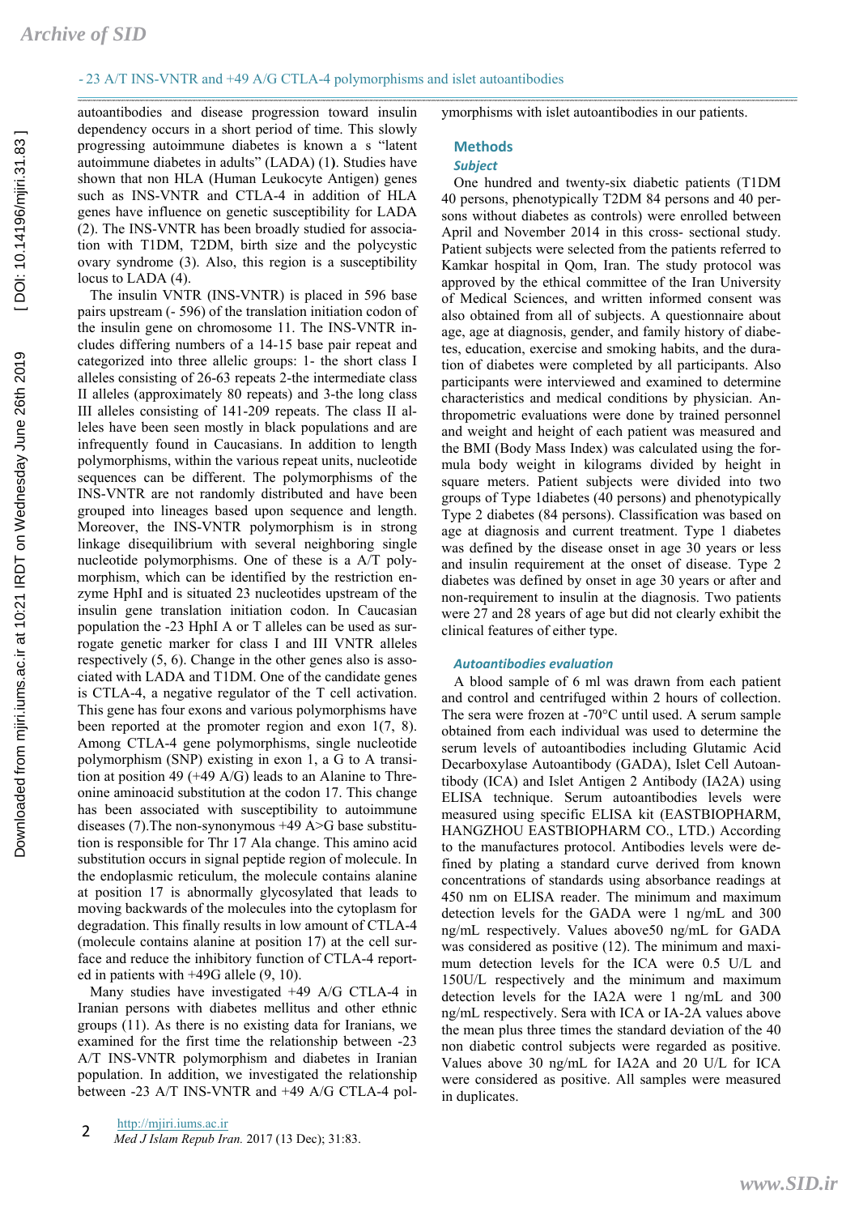autoantibodies and disease progression toward insulin dependency occurs in a short period of time. This slowly progressing autoimmune diabetes is known a s "latent autoimmune diabetes in adults" (LADA) (1). Studies have shown that non HLA (Human Leukocyte Antigen) genes such as INS-VNTR and CTLA-4 in addition of HLA genes have influence on genetic susceptibility for LADA (2). The INS-VNTR has been broadly studied for association with T1DM, T2DM, birth size and the polycystic ovary syndrome (3). Also, this region is a susceptibility locus to LADA (4).

The insulin VNTR (INS-VNTR) is placed in 596 base pairs upstream (- 596) of the translation initiation codon of the insulin gene on chromosome 11. The INS-VNTR includes differing numbers of a 14-15 base pair repeat and categorized into three allelic groups: 1- the short class I alleles consisting of 26-63 repeats 2-the intermediate class II alleles (approximately 80 repeats) and 3-the long class III alleles consisting of 141-209 repeats. The class II alleles have been seen mostly in black populations and are infrequently found in Caucasians. In addition to length polymorphisms, within the various repeat units, nucleotide sequences can be different. The polymorphisms of the INS-VNTR are not randomly distributed and have been grouped into lineages based upon sequence and length. Moreover, the INS-VNTR polymorphism is in strong linkage disequilibrium with several neighboring single nucleotide polymorphisms. One of these is a A/T polymorphism, which can be identified by the restriction enzyme HphI and is situated 23 nucleotides upstream of the insulin gene translation initiation codon. In Caucasian population the -23 HphI A or T alleles can be used as surrogate genetic marker for class I and III VNTR alleles respectively (5, 6). Change in the other genes also is associated with LADA and T1DM. One of the candidate genes is CTLA-4, a negative regulator of the T cell activation. This gene has four exons and various polymorphisms have been reported at the promoter region and exon 1(7, 8). Among CTLA-4 gene polymorphisms, single nucleotide polymorphism (SNP) existing in exon 1, a G to A transition at position 49 (+49 A/G) leads to an Alanine to Threonine aminoacid substitution at the codon 17. This change has been associated with susceptibility to autoimmune diseases (7).The non-synonymous +49 A>G base substitution is responsible for Thr 17 Ala change. This amino acid substitution occurs in signal peptide region of molecule. In the endoplasmic reticulum, the molecule contains alanine at position 17 is abnormally glycosylated that leads to moving backwards of the molecules into the cytoplasm for degradation. This finally results in low amount of CTLA-4 (molecule contains alanine at position 17) at the cell surface and reduce the inhibitory function of CTLA-4 reported in patients with +49G allele (9, 10).

Many studies have investigated +49 A/G CTLA-4 in Iranian persons with diabetes mellitus and other ethnic groups (11). As there is no existing data for Iranians, we examined for the first time the relationship between -23 A/T INS-VNTR polymorphism and diabetes in Iranian population. In addition, we investigated the relationship between -23 A/T INS-VNTR and +49 A/G CTLA-4 polymorphisms with islet autoantibodies in our patients.

## Methods

### Subject

One hundred and twenty-six diabetic patients (T1DM 40 persons, phenotypically T2DM 84 persons and 40 persons without diabetes as controls) were enrolled between April and November 2014 in this cross- sectional study. Patient subjects were selected from the patients referred to Kamkar hospital in Qom, Iran. The study protocol was approved by the ethical committee of the Iran University of Medical Sciences, and written informed consent was also obtained from all of subjects. A questionnaire about age, age at diagnosis, gender, and family history of diabetes, education, exercise and smoking habits, and the duration of diabetes were completed by all participants. Also participants were interviewed and examined to determine characteristics and medical conditions by physician. Anthropometric evaluations were done by trained personnel and weight and height of each patient was measured and the BMI (Body Mass Index) was calculated using the formula body weight in kilograms divided by height in square meters. Patient subjects were divided into two groups of Type 1diabetes (40 persons) and phenotypically Type 2 diabetes (84 persons). Classification was based on age at diagnosis and current treatment. Type 1 diabetes was defined by the disease onset in age 30 years or less and insulin requirement at the onset of disease. Type 2 diabetes was defined by onset in age 30 years or after and non-requirement to insulin at the diagnosis. Two patients were 27 and 28 years of age but did not clearly exhibit the clinical features of either type.

### Autoantibodies evaluation

A blood sample of 6 ml was drawn from each patient and control and centrifuged within 2 hours of collection. The sera were frozen at -70°C until used. A serum sample obtained from each individual was used to determine the serum levels of autoantibodies including Glutamic Acid Decarboxylase Autoantibody (GADA), Islet Cell Autoantibody (ICA) and Islet Antigen 2 Antibody (IA2A) using ELISA technique. Serum autoantibodies levels were measured using specific ELISA kit (EASTBIOPHARM, HANGZHOU EASTBIOPHARM CO., LTD.) According to the manufactures protocol. Antibodies levels were defined by plating a standard curve derived from known concentrations of standards using absorbance readings at 450 nm on ELISA reader. The minimum and maximum detection levels for the GADA were 1 ng/mL and 300 ng/mL respectively. Values above50 ng/mL for GADA was considered as positive (12). The minimum and maximum detection levels for the ICA were 0.5 U/L and 150U/L respectively and the minimum and maximum detection levels for the IA2A were 1 ng/mL and 300 ng/mL respectively. Sera with ICA or IA-2A values above the mean plus three times the standard deviation of the 40 non diabetic control subjects were regarded as positive. Values above 30 ng/mL for IA2A and 20 U/L for ICA were considered as positive. All samples were measured in duplicates.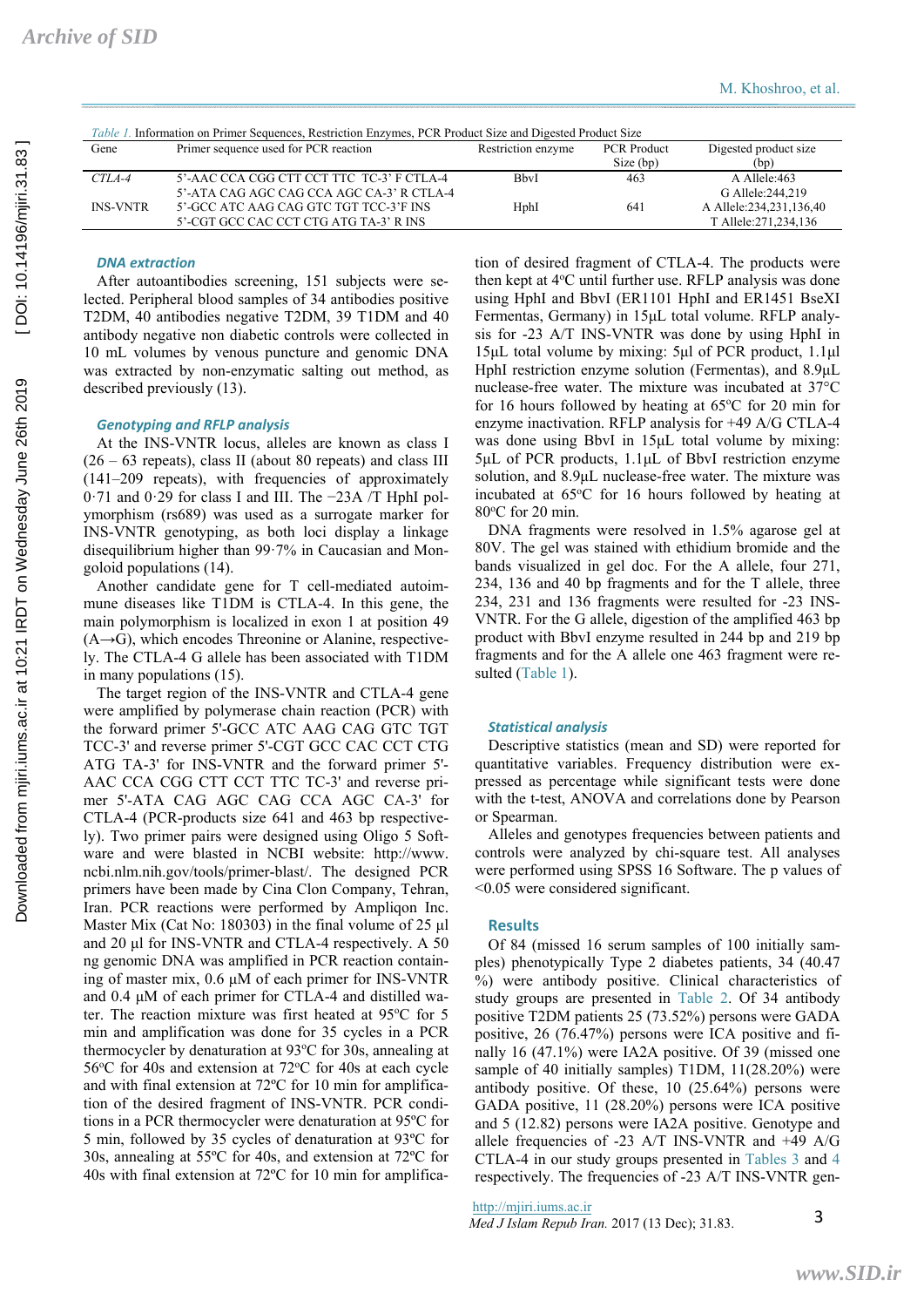*Table 1.* Information on Primer Sequences, Restriction Enzymes, PCR Product Size and Digested Product Size

| Gene | Primer sequence used for PCR reaction | Restriction enzyme | PCR Product Size (bp) | Digested product size (bp) |
|---|---|---|---|---|
| *CTLA-4* | 5'-AAC CCA CGG CTT CCT TTC TC-3' F CTLA-4<br>5'-ATA CAG AGC CAG CCA AGC CA-3' R CTLA-4 | BbvI | 463 | A Allele:463<br>G Allele:244,219 |
| INS-VNTR | 5'-GCC ATC AAG CAG GTC TGT TCC-3'F INS<br>5'-CGT GCC CAC CCT CTG ATG TA-3' R INS | HphI | 641 | A Allele:234,231,136,40<br>T Allele:271,234,136 |

### DNA extraction

After autoantibodies screening, 151 subjects were selected. Peripheral blood samples of 34 antibodies positive T2DM, 40 antibodies negative T2DM, 39 T1DM and 40 antibody negative non diabetic controls were collected in 10 mL volumes by venous puncture and genomic DNA was extracted by non-enzymatic salting out method, as described previously (13).

### Genotyping and RFLP analysis

At the INS-VNTR locus, alleles are known as class I (26 – 63 repeats), class II (about 80 repeats) and class III (141–209 repeats), with frequencies of approximately 0·71 and 0·29 for class I and III. The −23A /T HphI polymorphism (rs689) was used as a surrogate marker for INS-VNTR genotyping, as both loci display a linkage disequilibrium higher than 99·7% in Caucasian and Mongoloid populations (14).

Another candidate gene for T cell-mediated autoimmune diseases like T1DM is CTLA-4. In this gene, the main polymorphism is localized in exon 1 at position 49 (A→G), which encodes Threonine or Alanine, respectively. The CTLA-4 G allele has been associated with T1DM in many populations (15).

The target region of the INS-VNTR and CTLA-4 gene were amplified by polymerase chain reaction (PCR) with the forward primer 5'-GCC ATC AAG CAG GTC TGT TCC-3' and reverse primer 5'-CGT GCC CAC CCT CTG ATG TA-3' for INS-VNTR and the forward primer 5'-AAC CCA CGG CTT CCT TTC TC-3' and reverse primer 5'-ATA CAG AGC CAG CCA AGC CA-3' for CTLA-4 (PCR-products size 641 and 463 bp respectively). Two primer pairs were designed using Oligo 5 Software and were blasted in NCBI website: http://www.ncbi.nlm.nih.gov/tools/primer-blast/. The designed PCR primers have been made by Cina Clon Company, Tehran, Iran. PCR reactions were performed by Ampliqon Inc. Master Mix (Cat No: 180303) in the final volume of 25 µl and 20 µl for INS-VNTR and CTLA-4 respectively. A 50 ng genomic DNA was amplified in PCR reaction containing of master mix, 0.6 µM of each primer for INS-VNTR and 0.4 µM of each primer for CTLA-4 and distilled water. The reaction mixture was first heated at 95ºC for 5 min and amplification was done for 35 cycles in a PCR thermocycler by denaturation at 93ºC for 30s, annealing at 56ºC for 40s and extension at 72ºC for 40s at each cycle and with final extension at 72ºC for 10 min for amplification of the desired fragment of INS-VNTR. PCR conditions in a PCR thermocycler were denaturation at 95ºC for 5 min, followed by 35 cycles of denaturation at 93ºC for 30s, annealing at 55ºC for 40s, and extension at 72ºC for 40s with final extension at 72ºC for 10 min for amplification of desired fragment of CTLA-4. The products were then kept at 4ºC until further use. RFLP analysis was done using HphI and BbvI (ER1101 HphI and ER1451 BseXI Fermentas, Germany) in 15µL total volume. RFLP analysis for -23 A/T INS-VNTR was done by using HphI in 15µL total volume by mixing: 5µl of PCR product, 1.1µl HphI restriction enzyme solution (Fermentas), and 8.9µL nuclease-free water. The mixture was incubated at 37°C for 16 hours followed by heating at 65ºC for 20 min for enzyme inactivation. RFLP analysis for +49 A/G CTLA-4 was done using BbvI in 15µL total volume by mixing: 5µL of PCR products, 1.1µL of BbvI restriction enzyme solution, and 8.9µL nuclease-free water. The mixture was incubated at 65ºC for 16 hours followed by heating at 80ºC for 20 min.

DNA fragments were resolved in 1.5% agarose gel at 80V. The gel was stained with ethidium bromide and the bands visualized in gel doc. For the A allele, four 271, 234, 136 and 40 bp fragments and for the T allele, three 234, 231 and 136 fragments were resulted for -23 INS-VNTR. For the G allele, digestion of the amplified 463 bp product with BbvI enzyme resulted in 244 bp and 219 bp fragments and for the A allele one 463 fragment were resulted (Table 1).

### Statistical analysis

Descriptive statistics (mean and SD) were reported for quantitative variables. Frequency distribution were expressed as percentage while significant tests were done with the t-test, ANOVA and correlations done by Pearson or Spearman.

Alleles and genotypes frequencies between patients and controls were analyzed by chi-square test. All analyses were performed using SPSS 16 Software. The p values of <0.05 were considered significant.

## Results

Of 84 (missed 16 serum samples of 100 initially samples) phenotypically Type 2 diabetes patients, 34 (40.47 %) were antibody positive. Clinical characteristics of study groups are presented in Table 2. Of 34 antibody positive T2DM patients 25 (73.52%) persons were GADA positive, 26 (76.47%) persons were ICA positive and finally 16 (47.1%) were IA2A positive. Of 39 (missed one sample of 40 initially samples) T1DM, 11(28.20%) were antibody positive. Of these, 10 (25.64%) persons were GADA positive, 11 (28.20%) persons were ICA positive and 5 (12.82) persons were IA2A positive. Genotype and allele frequencies of -23 A/T INS-VNTR and +49 A/G CTLA-4 in our study groups presented in Tables 3 and 4 respectively. The frequencies of -23 A/T INS-VNTR gen-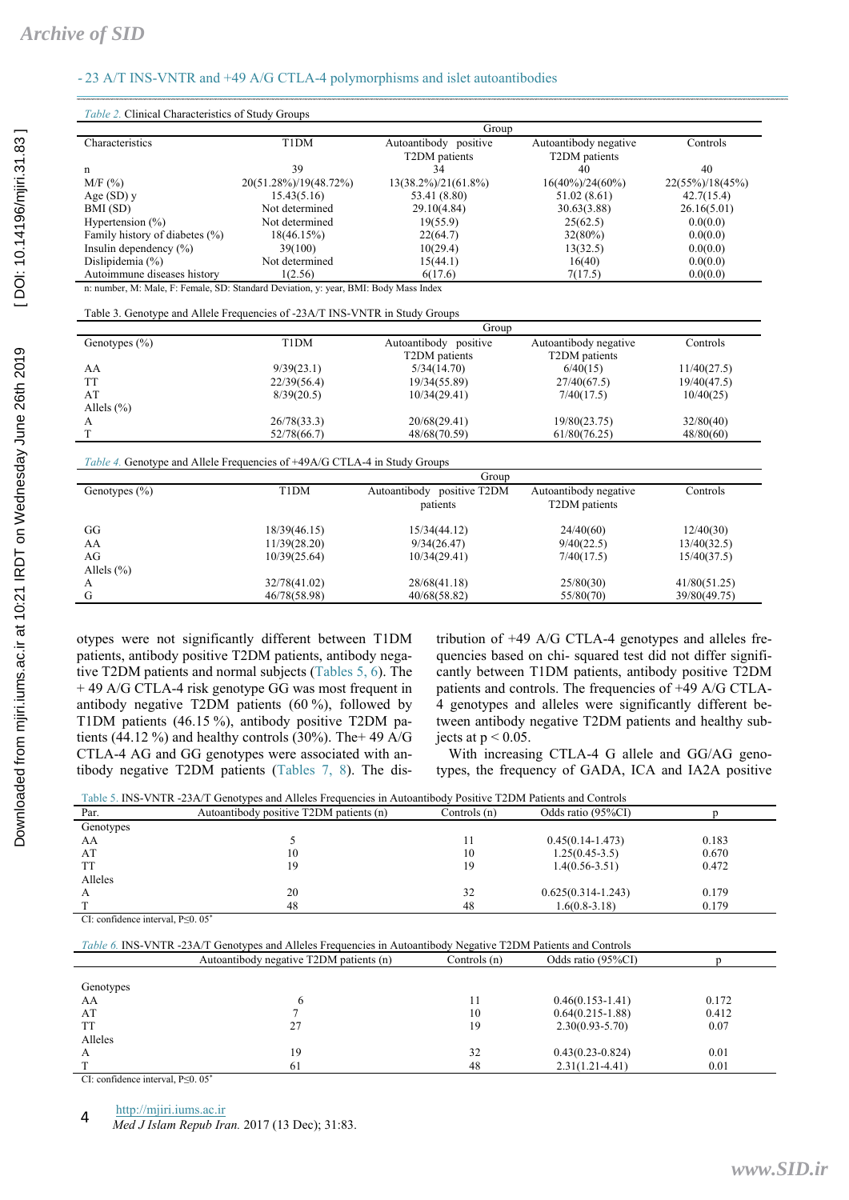*Table 2.* Clinical Characteristics of Study Groups

| Characteristics | T1DM | Autoantibody positive T2DM patients | Autoantibody negative T2DM patients | Controls |
|---|---|---|---|---|
| | Group | | | |
| n | 39 | 34 | 40 | 40 |
| M/F (%) | 20(51.28%)/19(48.72%) | 13(38.2%)/21(61.8%) | 16(40%)/24(60%) | 22(55%)/18(45%) |
| Age (SD) y | 15.43(5.16) | 53.41 (8.80) | 51.02 (8.61) | 42.7(15.4) |
| BMI (SD) | Not determined | 29.10(4.84) | 30.63(3.88) | 26.16(5.01) |
| Hypertension (%) | Not determined | 19(55.9) | 25(62.5) | 0.0(0.0) |
| Family history of diabetes (%) | 18(46.15%) | 22(64.7) | 32(80%) | 0.0(0.0) |
| Insulin dependency (%) | 39(100) | 10(29.4) | 13(32.5) | 0.0(0.0) |
| Dislipidemia (%) | Not determined | 15(44.1) | 16(40) | 0.0(0.0) |
| Autoimmune diseases history | 1(2.56) | 6(17.6) | 7(17.5) | 0.0(0.0) |

n: number, M: Male, F: Female, SD: Standard Deviation, y: year, BMI: Body Mass Index

Table 3. Genotype and Allele Frequencies of -23A/T INS-VNTR in Study Groups

| Genotypes (%) | T1DM | Autoantibody positive T2DM patients | Autoantibody negative T2DM patients | Controls |
|---|---|---|---|---|
| | Group | | | |
| AA | 9/39(23.1) | 5/34(14.70) | 6/40(15) | 11/40(27.5) |
| TT | 22/39(56.4) | 19/34(55.89) | 27/40(67.5) | 19/40(47.5) |
| AT | 8/39(20.5) | 10/34(29.41) | 7/40(17.5) | 10/40(25) |
| Allels (%) | | | | |
| A | 26/78(33.3) | 20/68(29.41) | 19/80(23.75) | 32/80(40) |
| T | 52/78(66.7) | 48/68(70.59) | 61/80(76.25) | 48/80(60) |

*Table 4.* Genotype and Allele Frequencies of +49A/G CTLA-4 in Study Groups

| Genotypes (%) | T1DM | Autoantibody positive T2DM patients | Autoantibody negative T2DM patients | Controls |
|---|---|---|---|---|
| | Group | | | |
| GG | 18/39(46.15) | 15/34(44.12) | 24/40(60) | 12/40(30) |
| AA | 11/39(28.20) | 9/34(26.47) | 9/40(22.5) | 13/40(32.5) |
| AG | 10/39(25.64) | 10/34(29.41) | 7/40(17.5) | 15/40(37.5) |
| Allels (%) | | | | |
| A | 32/78(41.02) | 28/68(41.18) | 25/80(30) | 41/80(51.25) |
| G | 46/78(58.98) | 40/68(58.82) | 55/80(70) | 39/80(49.75) |

otypes were not significantly different between T1DM patients, antibody positive T2DM patients, antibody negative T2DM patients and normal subjects (Tables 5, 6). The + 49 A/G CTLA-4 risk genotype GG was most frequent in antibody negative T2DM patients (60 %), followed by T1DM patients (46.15 %), antibody positive T2DM patients (44.12 %) and healthy controls (30%). The+ 49 A/G CTLA-4 AG and GG genotypes were associated with antibody negative T2DM patients (Tables 7, 8). The distribution of +49 A/G CTLA-4 genotypes and alleles frequencies based on chi- squared test did not differ significantly between T1DM patients, antibody positive T2DM patients and controls. The frequencies of +49 A/G CTLA-4 genotypes and alleles were significantly different between antibody negative T2DM patients and healthy subjects at $p < 0.05$.

With increasing CTLA-4 G allele and GG/AG genotypes, the frequency of GADA, ICA and IA2A positive

Table 5. INS-VNTR -23A/T Genotypes and Alleles Frequencies in Autoantibody Positive T2DM Patients and Controls

| Par. | Autoantibody positive T2DM patients (n) | Controls (n) | Odds ratio (95%CI) | p |
|---|---|---|---|---|
| Genotypes | | | | |
| AA | 5 | 11 | 0.45(0.14-1.473) | 0.183 |
| AT | 10 | 10 | 1.25(0.45-3.5) | 0.670 |
| TT | 19 | 19 | 1.4(0.56-3.51) | 0.472 |
| Alleles | | | | |
| A | 20 | 32 | 0.625(0.314-1.243) | 0.179 |
| T | 48 | 48 | 1.6(0.8-3.18) | 0.179 |

CI: confidence interval, P≤0. 05*

*Table 6.* INS-VNTR -23A/T Genotypes and Alleles Frequencies in Autoantibody Negative T2DM Patients and Controls

| | Autoantibody negative T2DM patients (n) | Controls (n) | Odds ratio (95%CI) | p |
|---|---|---|---|---|
| Genotypes | | | | |
| AA | 6 | 11 | 0.46(0.153-1.41) | 0.172 |
| AT | 7 | 10 | 0.64(0.215-1.88) | 0.412 |
| TT | 27 | 19 | 2.30(0.93-5.70) | 0.07 |
| Alleles | | | | |
| A | 19 | 32 | 0.43(0.23-0.824) | 0.01 |
| T | 61 | 48 | 2.31(1.21-4.41) | 0.01 |

CI: confidence interval, P≤0. 05*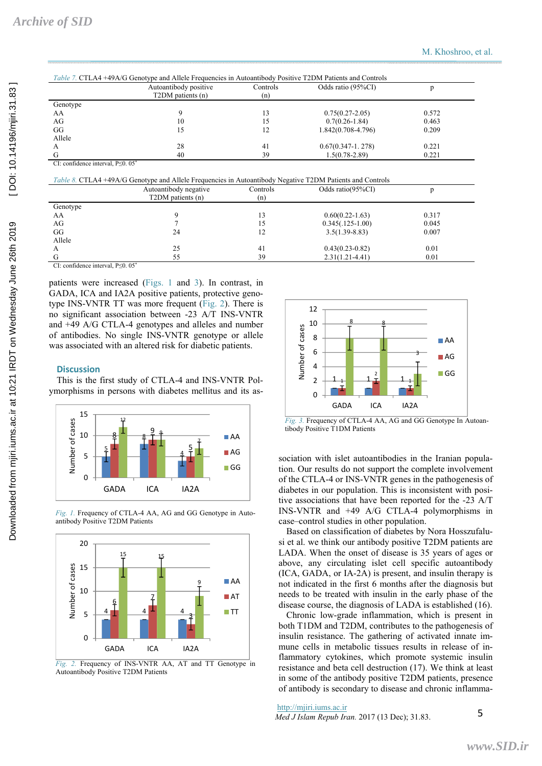Table 7. CTLA4 +49A/G Genotype and Allele Frequencies in Autoantibody Positive T2DM Patients and Controls

| | Autoantibody positive T2DM patients (n) | Controls (n) | Odds ratio (95%CI) | p |
|---|---|---|---|---|
| Genotype | | | | |
| AA | 9 | 13 | 0.75(0.27-2.05) | 0.572 |
| AG | 10 | 15 | 0.7(0.26-1.84) | 0.463 |
| GG | 15 | 12 | 1.842(0.708-4.796) | 0.209 |
| Allele | | | | |
| A | 28 | 41 | 0.67(0.347-1. 278) | 0.221 |
| G | 40 | 39 | 1.5(0.78-2.89) | 0.221 |

CI: confidence interval, P≤0. 05*

Table 8. CTLA4 +49A/G Genotype and Allele Frequencies in Autoantibody Negative T2DM Patients and Controls

| | Autoantibody negative T2DM patients (n) | Controls (n) | Odds ratio(95%CI) | p |
|---|---|---|---|---|
| Genotype | | | | |
| AA | 9 | 13 | 0.60(0.22-1.63) | 0.317 |
| AG | 7 | 15 | 0.345(.125-1.00) | 0.045 |
| GG | 24 | 12 | 3.5(1.39-8.83) | 0.007 |
| Allele | | | | |
| A | 25 | 41 | 0.43(0.23-0.82) | 0.01 |
| G | 55 | 39 | 2.31(1.21-4.41) | 0.01 |

CI: confidence interval, P≤0. 05*

patients were increased (Figs. 1 and 3). In contrast, in GADA, ICA and IA2A positive patients, protective genotype INS-VNTR TT was more frequent (Fig. 2). There is no significant association between -23 A/T INS-VNTR and +49 A/G CTLA-4 genotypes and alleles and number of antibodies. No single INS-VNTR genotype or allele was associated with an altered risk for diabetic patients.

## Discussion

This is the first study of CTLA-4 and INS-VNTR Polymorphisms in persons with diabetes mellitus and its association with islet autoantibodies in the Iranian population. Our results do not support the complete involvement of the CTLA-4 or INS-VNTR genes in the pathogenesis of diabetes in our population. This is inconsistent with positive associations that have been reported for the -23 A/T INS-VNTR and +49 A/G CTLA-4 polymorphisms in case–control studies in other population.

Based on classification of diabetes by Nora Hosszufalusi et al. we think our antibody positive T2DM patients are LADA. When the onset of disease is 35 years of ages or above, any circulating islet cell specific autoantibody (ICA, GADA, or IA-2A) is present, and insulin therapy is not indicated in the first 6 months after the diagnosis but needs to be treated with insulin in the early phase of the disease course, the diagnosis of LADA is established (16).

Chronic low-grade inflammation, which is present in both T1DM and T2DM, contributes to the pathogenesis of insulin resistance. The gathering of activated innate immune cells in metabolic tissues results in release of inflammatory cytokines, which promote systemic insulin resistance and beta cell destruction (17). We think at least in some of the antibody positive T2DM patients, presence of antibody is secondary to disease and chronic inflamma-

Fig. 1. Frequency of CTLA-4 AA, AG and GG Genotype in Autoantibody Positive T2DM Patients

Fig. 2. Frequency of INS-VNTR AA, AT and TT Genotype in Autoantibody Positive T2DM Patients

Fig. 3. Frequency of CTLA-4 AA, AG and GG Genotype In Autoantibody Positive T1DM Patients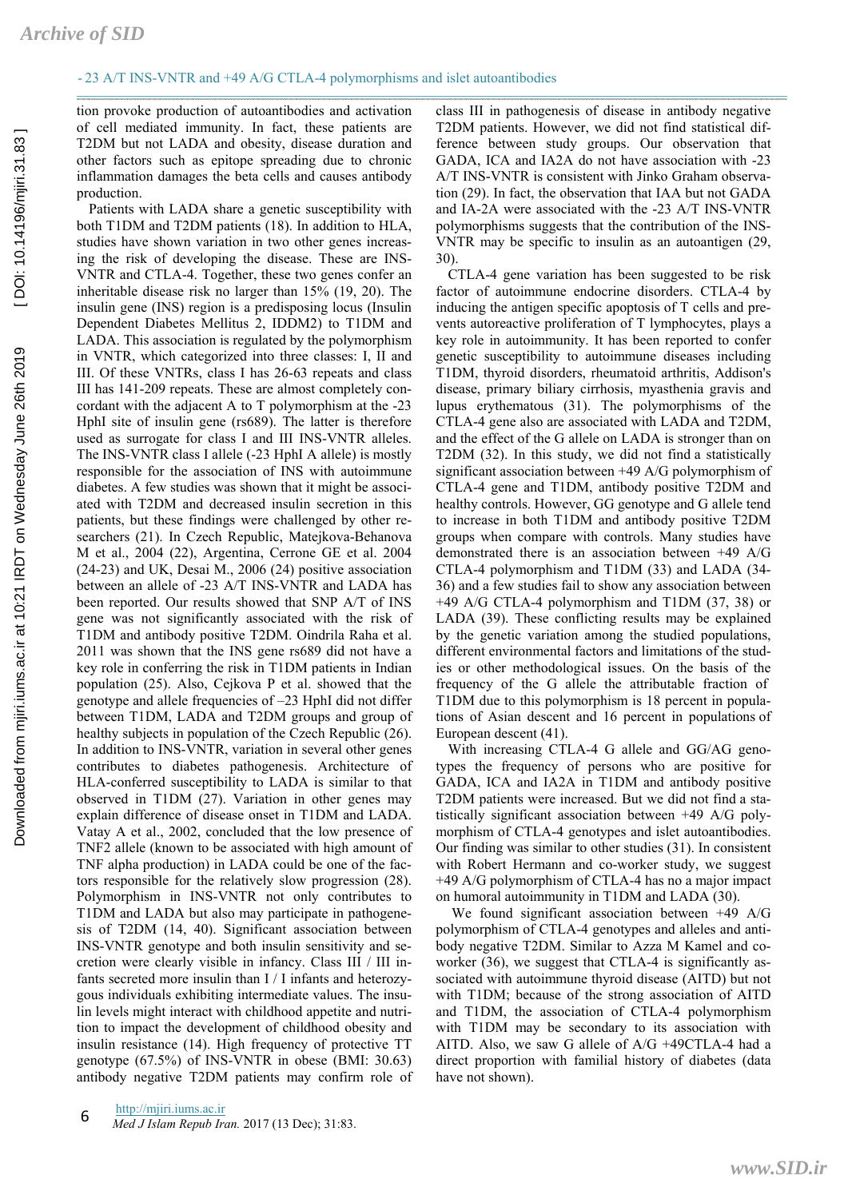tion provoke production of autoantibodies and activation of cell mediated immunity. In fact, these patients are T2DM but not LADA and obesity, disease duration and other factors such as epitope spreading due to chronic inflammation damages the beta cells and causes antibody production.

Patients with LADA share a genetic susceptibility with both T1DM and T2DM patients (18). In addition to HLA, studies have shown variation in two other genes increasing the risk of developing the disease. These are INS-VNTR and CTLA-4. Together, these two genes confer an inheritable disease risk no larger than 15% (19, 20). The insulin gene (INS) region is a predisposing locus (Insulin Dependent Diabetes Mellitus 2, IDDM2) to T1DM and LADA. This association is regulated by the polymorphism in VNTR, which categorized into three classes: I, II and III. Of these VNTRs, class I has 26-63 repeats and class III has 141-209 repeats. These are almost completely concordant with the adjacent A to T polymorphism at the -23 HphI site of insulin gene (rs689). The latter is therefore used as surrogate for class I and III INS-VNTR alleles. The INS-VNTR class I allele (-23 HphI A allele) is mostly responsible for the association of INS with autoimmune diabetes. A few studies was shown that it might be associated with T2DM and decreased insulin secretion in this patients, but these findings were challenged by other researchers (21). In Czech Republic, Matejkova-Behanova M et al., 2004 (22), Argentina, Cerrone GE et al. 2004 (24-23) and UK, Desai M., 2006 (24) positive association between an allele of -23 A/T INS-VNTR and LADA has been reported. Our results showed that SNP A/T of INS gene was not significantly associated with the risk of T1DM and antibody positive T2DM. Oindrila Raha et al. 2011 was shown that the INS gene rs689 did not have a key role in conferring the risk in T1DM patients in Indian population (25). Also, Cejkova P et al. showed that the genotype and allele frequencies of –23 HphI did not differ between T1DM, LADA and T2DM groups and group of healthy subjects in population of the Czech Republic (26). In addition to INS-VNTR, variation in several other genes contributes to diabetes pathogenesis. Architecture of HLA-conferred susceptibility to LADA is similar to that observed in T1DM (27). Variation in other genes may explain difference of disease onset in T1DM and LADA. Vatay A et al., 2002, concluded that the low presence of TNF2 allele (known to be associated with high amount of TNF alpha production) in LADA could be one of the factors responsible for the relatively slow progression (28). Polymorphism in INS-VNTR not only contributes to T1DM and LADA but also may participate in pathogenesis of T2DM (14, 40). Significant association between INS-VNTR genotype and both insulin sensitivity and secretion were clearly visible in infancy. Class III / III infants secreted more insulin than I / I infants and heterozygous individuals exhibiting intermediate values. The insulin levels might interact with childhood appetite and nutrition to impact the development of childhood obesity and insulin resistance (14). High frequency of protective TT genotype (67.5%) of INS-VNTR in obese (BMI: 30.63) antibody negative T2DM patients may confirm role of class III in pathogenesis of disease in antibody negative T2DM patients. However, we did not find statistical difference between study groups. Our observation that GADA, ICA and IA2A do not have association with -23 A/T INS-VNTR is consistent with Jinko Graham observation (29). In fact, the observation that IAA but not GADA and IA-2A were associated with the -23 A/T INS-VNTR polymorphisms suggests that the contribution of the INS-VNTR may be specific to insulin as an autoantigen (29, 30).

CTLA-4 gene variation has been suggested to be risk factor of autoimmune endocrine disorders. CTLA-4 by inducing the antigen specific apoptosis of T cells and prevents autoreactive proliferation of T lymphocytes, plays a key role in autoimmunity. It has been reported to confer genetic susceptibility to autoimmune diseases including T1DM, thyroid disorders, rheumatoid arthritis, Addison's disease, primary biliary cirrhosis, myasthenia gravis and lupus erythematous (31). The polymorphisms of the CTLA-4 gene also are associated with LADA and T2DM, and the effect of the G allele on LADA is stronger than on T2DM (32). In this study, we did not find a statistically significant association between +49 A/G polymorphism of CTLA-4 gene and T1DM, antibody positive T2DM and healthy controls. However, GG genotype and G allele tend to increase in both T1DM and antibody positive T2DM groups when compare with controls. Many studies have demonstrated there is an association between +49 A/G CTLA-4 polymorphism and T1DM (33) and LADA (34-36) and a few studies fail to show any association between +49 A/G CTLA-4 polymorphism and T1DM (37, 38) or LADA (39). These conflicting results may be explained by the genetic variation among the studied populations, different environmental factors and limitations of the studies or other methodological issues. On the basis of the frequency of the G allele the attributable fraction of T1DM due to this polymorphism is 18 percent in populations of Asian descent and 16 percent in populations of European descent (41).

With increasing CTLA-4 G allele and GG/AG genotypes the frequency of persons who are positive for GADA, ICA and IA2A in T1DM and antibody positive T2DM patients were increased. But we did not find a statistically significant association between +49 A/G polymorphism of CTLA-4 genotypes and islet autoantibodies. Our finding was similar to other studies (31). In consistent with Robert Hermann and co-worker study, we suggest +49 A/G polymorphism of CTLA-4 has no a major impact on humoral autoimmunity in T1DM and LADA (30).

We found significant association between +49 A/G polymorphism of CTLA-4 genotypes and alleles and antibody negative T2DM. Similar to Azza M Kamel and co-worker (36), we suggest that CTLA-4 is significantly associated with autoimmune thyroid disease (AITD) but not with T1DM; because of the strong association of AITD and T1DM, the association of CTLA-4 polymorphism with T1DM may be secondary to its association with AITD. Also, we saw G allele of A/G +49CTLA-4 had a direct proportion with familial history of diabetes (data have not shown).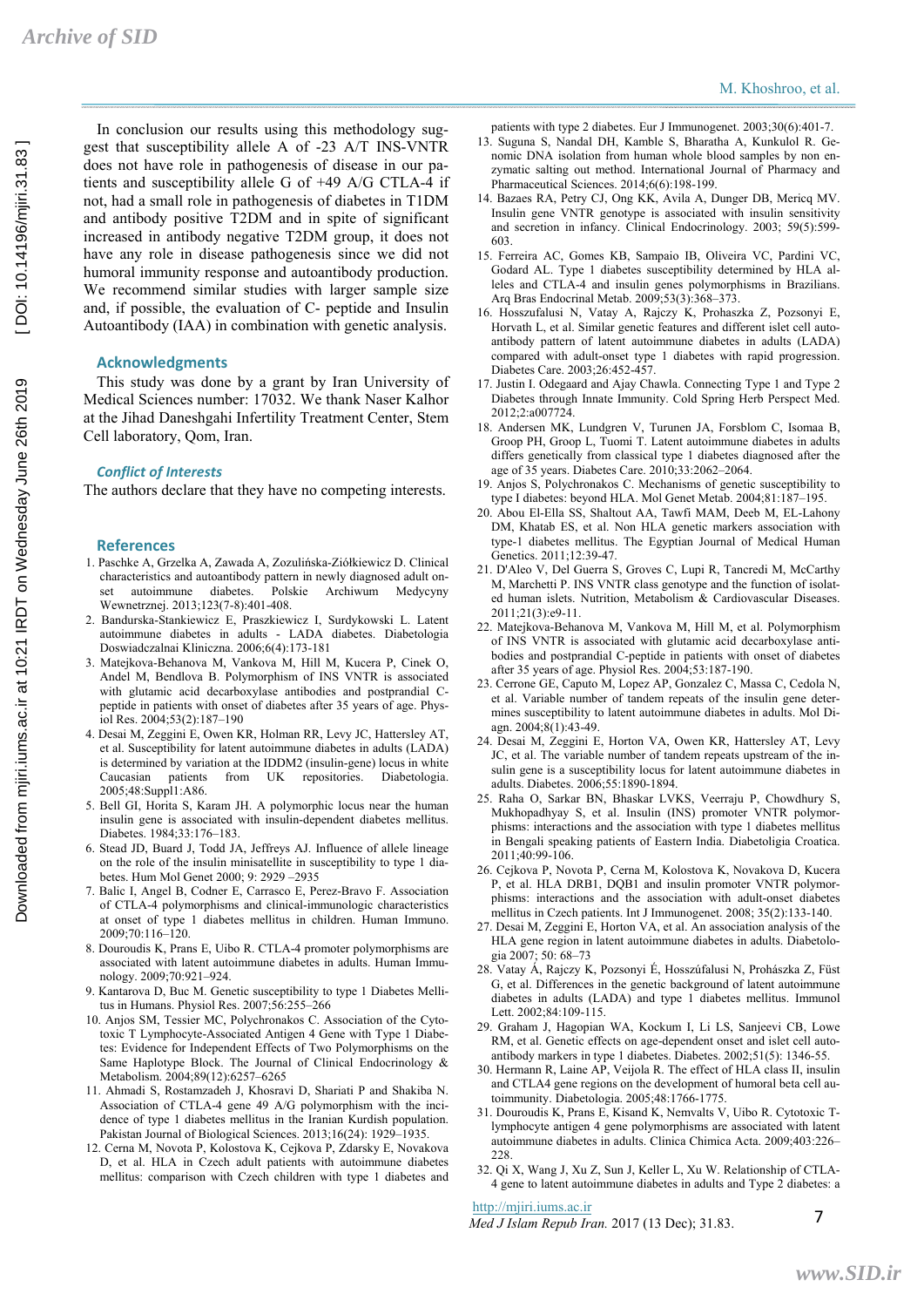In conclusion our results using this methodology suggest that susceptibility allele A of -23 A/T INS-VNTR does not have role in pathogenesis of disease in our patients and susceptibility allele G of +49 A/G CTLA-4 if not, had a small role in pathogenesis of diabetes in T1DM and antibody positive T2DM and in spite of significant increased in antibody negative T2DM group, it does not have any role in disease pathogenesis since we did not humoral immunity response and autoantibody production. We recommend similar studies with larger sample size and, if possible, the evaluation of C- peptide and Insulin Autoantibody (IAA) in combination with genetic analysis.

## Acknowledgments

This study was done by a grant by Iran University of Medical Sciences number: 17032. We thank Naser Kalhor at the Jihad Daneshgahi Infertility Treatment Center, Stem Cell laboratory, Qom, Iran.

### *Conflict of Interests*

The authors declare that they have no competing interests.

## References

1. Paschke A, Grzelka A, Zawada A, Zozulińska-Ziółkiewicz D. Clinical characteristics and autoantibody pattern in newly diagnosed adult onset autoimmune diabetes. Polskie Archiwum Medycyny Wewnetrznej. 2013;123(7-8):401-408.
2. Bandurska-Stankiewicz E, Praszkiewicz I, Surdykowski L. Latent autoimmune diabetes in adults - LADA diabetes. Diabetologia Doswiadczalnai Kliniczna. 2006;6(4):173-181
3. Matejkova-Behanova M, Vankova M, Hill M, Kucera P, Cinek O, Andel M, Bendlova B. Polymorphism of INS VNTR is associated with glutamic acid decarboxylase antibodies and postprandial C-peptide in patients with onset of diabetes after 35 years of age. Physiol Res. 2004;53(2):187–190
4. Desai M, Zeggini E, Owen KR, Holman RR, Levy JC, Hattersley AT, et al. Susceptibility for latent autoimmune diabetes in adults (LADA) is determined by variation at the IDDM2 (insulin-gene) locus in white Caucasian patients from UK repositories. Diabetologia. 2005;48:Suppl1:A86.
5. Bell GI, Horita S, Karam JH. A polymorphic locus near the human insulin gene is associated with insulin-dependent diabetes mellitus. Diabetes. 1984;33:176–183.
6. Stead JD, Buard J, Todd JA, Jeffreys AJ. Influence of allele lineage on the role of the insulin minisatellite in susceptibility to type 1 diabetes. Hum Mol Genet 2000; 9: 2929 –2935
7. Balic I, Angel B, Codner E, Carrasco E, Perez-Bravo F. Association of CTLA-4 polymorphisms and clinical-immunologic characteristics at onset of type 1 diabetes mellitus in children. Human Immuno. 2009;70:116–120.
8. Douroudis K, Prans E, Uibo R. CTLA-4 promoter polymorphisms are associated with latent autoimmune diabetes in adults. Human Immunology. 2009;70:921–924.
9. Kantarova D, Buc M. Genetic susceptibility to type 1 Diabetes Mellitus in Humans. Physiol Res. 2007;56:255–266
10. Anjos SM, Tessier MC, Polychronakos C. Association of the Cytotoxic T Lymphocyte-Associated Antigen 4 Gene with Type 1 Diabetes: Evidence for Independent Effects of Two Polymorphisms on the Same Haplotype Block. The Journal of Clinical Endocrinology & Metabolism. 2004;89(12):6257–6265
11. Ahmadi S, Rostamzadeh J, Khosravi D, Shariati P and Shakiba N. Association of CTLA-4 gene 49 A/G polymorphism with the incidence of type 1 diabetes mellitus in the Iranian Kurdish population. Pakistan Journal of Biological Sciences. 2013;16(24): 1929–1935.
12. Cerna M, Novota P, Kolostova K, Cejkova P, Zdarsky E, Novakova D, et al. HLA in Czech adult patients with autoimmune diabetes mellitus: comparison with Czech children with type 1 diabetes and patients with type 2 diabetes. Eur J Immunogenet. 2003;30(6):401-7.
13. Suguna S, Nandal DH, Kamble S, Bharatha A, Kunkulol R. Genomic DNA isolation from human whole blood samples by non enzymatic salting out method. International Journal of Pharmacy and Pharmaceutical Sciences. 2014;6(6):198-199.
14. Bazaes RA, Petry CJ, Ong KK, Avila A, Dunger DB, Mericq MV. Insulin gene VNTR genotype is associated with insulin sensitivity and secretion in infancy. Clinical Endocrinology. 2003; 59(5):599-603.
15. Ferreira AC, Gomes KB, Sampaio IB, Oliveira VC, Pardini VC, Godard AL. Type 1 diabetes susceptibility determined by HLA alleles and CTLA-4 and insulin genes polymorphisms in Brazilians. Arq Bras Endocrinal Metab. 2009;53(3):368–373.
16. Hosszufalusi N, Vatay A, Rajczy K, Prohaszka Z, Pozsonyi E, Horvath L, et al. Similar genetic features and different islet cell autoantibody pattern of latent autoimmune diabetes in adults (LADA) compared with adult-onset type 1 diabetes with rapid progression. Diabetes Care. 2003;26:452-457.
17. Justin I. Odegaard and Ajay Chawla. Connecting Type 1 and Type 2 Diabetes through Innate Immunity. Cold Spring Herb Perspect Med. 2012;2:a007724.
18. Andersen MK, Lundgren V, Turunen JA, Forsblom C, Isomaa B, Groop PH, Groop L, Tuomi T. Latent autoimmune diabetes in adults differs genetically from classical type 1 diabetes diagnosed after the age of 35 years. Diabetes Care. 2010;33:2062–2064.
19. Anjos S, Polychronakos C. Mechanisms of genetic susceptibility to type I diabetes: beyond HLA. Mol Genet Metab. 2004;81:187–195.
20. Abou El-Ella SS, Shaltout AA, Tawfi MAM, Deeb M, EL-Lahony DM, Khatab ES, et al. Non HLA genetic markers association with type-1 diabetes mellitus. The Egyptian Journal of Medical Human Genetics. 2011;12:39-47.
21. D'Aleo V, Del Guerra S, Groves C, Lupi R, Tancredi M, McCarthy M, Marchetti P. INS VNTR class genotype and the function of isolated human islets. Nutrition, Metabolism & Cardiovascular Diseases. 2011;21(3):e9-11.
22. Matejkova-Behanova M, Vankova M, Hill M, et al. Polymorphism of INS VNTR is associated with glutamic acid decarboxylase antibodies and postprandial C-peptide in patients with onset of diabetes after 35 years of age. Physiol Res. 2004;53:187-190.
23. Cerrone GE, Caputo M, Lopez AP, Gonzalez C, Massa C, Cedola N, et al. Variable number of tandem repeats of the insulin gene determines susceptibility to latent autoimmune diabetes in adults. Mol Diagn. 2004;8(1):43-49.
24. Desai M, Zeggini E, Horton VA, Owen KR, Hattersley AT, Levy JC, et al. The variable number of tandem repeats upstream of the insulin gene is a susceptibility locus for latent autoimmune diabetes in adults. Diabetes. 2006;55:1890-1894.
25. Raha O, Sarkar BN, Bhaskar LVKS, Veerraju P, Chowdhury S, Mukhopadhyay S, et al. Insulin (INS) promoter VNTR polymorphisms: interactions and the association with type 1 diabetes mellitus in Bengali speaking patients of Eastern India. Diabetoligia Croatica. 2011;40:99-106.
26. Cejkova P, Novota P, Cerna M, Kolostova K, Novakova D, Kucera P, et al. HLA DRB1, DQB1 and insulin promoter VNTR polymorphisms: interactions and the association with adult-onset diabetes mellitus in Czech patients. Int J Immunogenet. 2008; 35(2):133-140.
27. Desai M, Zeggini E, Horton VA, et al. An association analysis of the HLA gene region in latent autoimmune diabetes in adults. Diabetologia 2007; 50: 68–73
28. Vatay Á, Rajczy K, Pozsonyi É, Hosszúfalusi N, Prohászka Z, Füst G, et al. Differences in the genetic background of latent autoimmune diabetes in adults (LADA) and type 1 diabetes mellitus. Immunol Lett. 2002;84:109-115.
29. Graham J, Hagopian WA, Kockum I, Li LS, Sanjeevi CB, Lowe RM, et al. Genetic effects on age-dependent onset and islet cell autoantibody markers in type 1 diabetes. Diabetes. 2002;51(5): 1346-55.
30. Hermann R, Laine AP, Veijola R. The effect of HLA class II, insulin and CTLA4 gene regions on the development of humoral beta cell autoimmunity. Diabetologia. 2005;48:1766-1775.
31. Douroudis K, Prans E, Kisand K, Nemvalts V, Uibo R. Cytotoxic T-lymphocyte antigen 4 gene polymorphisms are associated with latent autoimmune diabetes in adults. Clinica Chimica Acta. 2009;403:226–228.
32. Qi X, Wang J, Xu Z, Sun J, Keller L, Xu W. Relationship of CTLA-4 gene to latent autoimmune diabetes in adults and Type 2 diabetes: a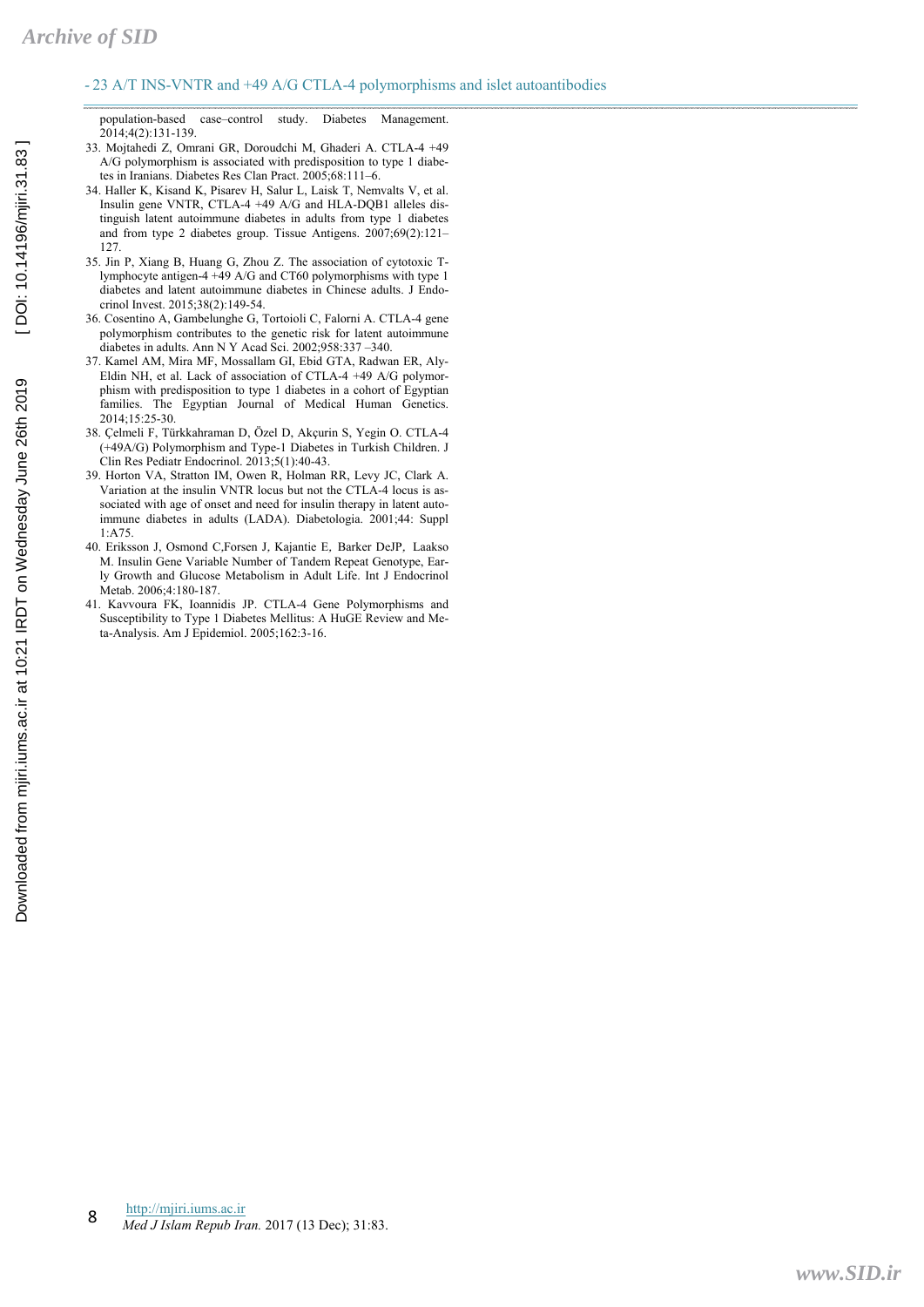population-based case–control study. Diabetes Management. 2014;4(2):131-139.

33. Mojtahedi Z, Omrani GR, Doroudchi M, Ghaderi A. CTLA-4 +49 A/G polymorphism is associated with predisposition to type 1 diabetes in Iranians. Diabetes Res Clan Pract. 2005;68:111–6.
34. Haller K, Kisand K, Pisarev H, Salur L, Laisk T, Nemvalts V, et al. Insulin gene VNTR, CTLA-4 +49 A/G and HLA-DQB1 alleles distinguish latent autoimmune diabetes in adults from type 1 diabetes and from type 2 diabetes group. Tissue Antigens. 2007;69(2):121–127.
35. Jin P, Xiang B, Huang G, Zhou Z. The association of cytotoxic T-lymphocyte antigen-4 +49 A/G and CT60 polymorphisms with type 1 diabetes and latent autoimmune diabetes in Chinese adults. J Endocrinol Invest. 2015;38(2):149-54.
36. Cosentino A, Gambelunghe G, Tortoioli C, Falorni A. CTLA-4 gene polymorphism contributes to the genetic risk for latent autoimmune diabetes in adults. Ann N Y Acad Sci. 2002;958:337 –340.
37. Kamel AM, Mira MF, Mossallam GI, Ebid GTA, Radwan ER, Aly-Eldin NH, et al. Lack of association of CTLA-4 +49 A/G polymorphism with predisposition to type 1 diabetes in a cohort of Egyptian families. The Egyptian Journal of Medical Human Genetics. 2014;15:25-30.
38. Çelmeli F, Türkkahraman D, Özel D, Akçurin S, Yegin O. CTLA-4 (+49A/G) Polymorphism and Type-1 Diabetes in Turkish Children. J Clin Res Pediatr Endocrinol. 2013;5(1):40-43.
39. Horton VA, Stratton IM, Owen R, Holman RR, Levy JC, Clark A. Variation at the insulin VNTR locus but not the CTLA-4 locus is associated with age of onset and need for insulin therapy in latent autoimmune diabetes in adults (LADA). Diabetologia. 2001;44: Suppl 1:A75.
40. Eriksson J, Osmond C,Forsen J, Kajantie E, Barker DeJP, Laakso M. Insulin Gene Variable Number of Tandem Repeat Genotype, Early Growth and Glucose Metabolism in Adult Life. Int J Endocrinol Metab. 2006;4:180-187.
41. Kavvoura FK, Ioannidis JP. CTLA-4 Gene Polymorphisms and Susceptibility to Type 1 Diabetes Mellitus: A HuGE Review and Meta-Analysis. Am J Epidemiol. 2005;162:3-16.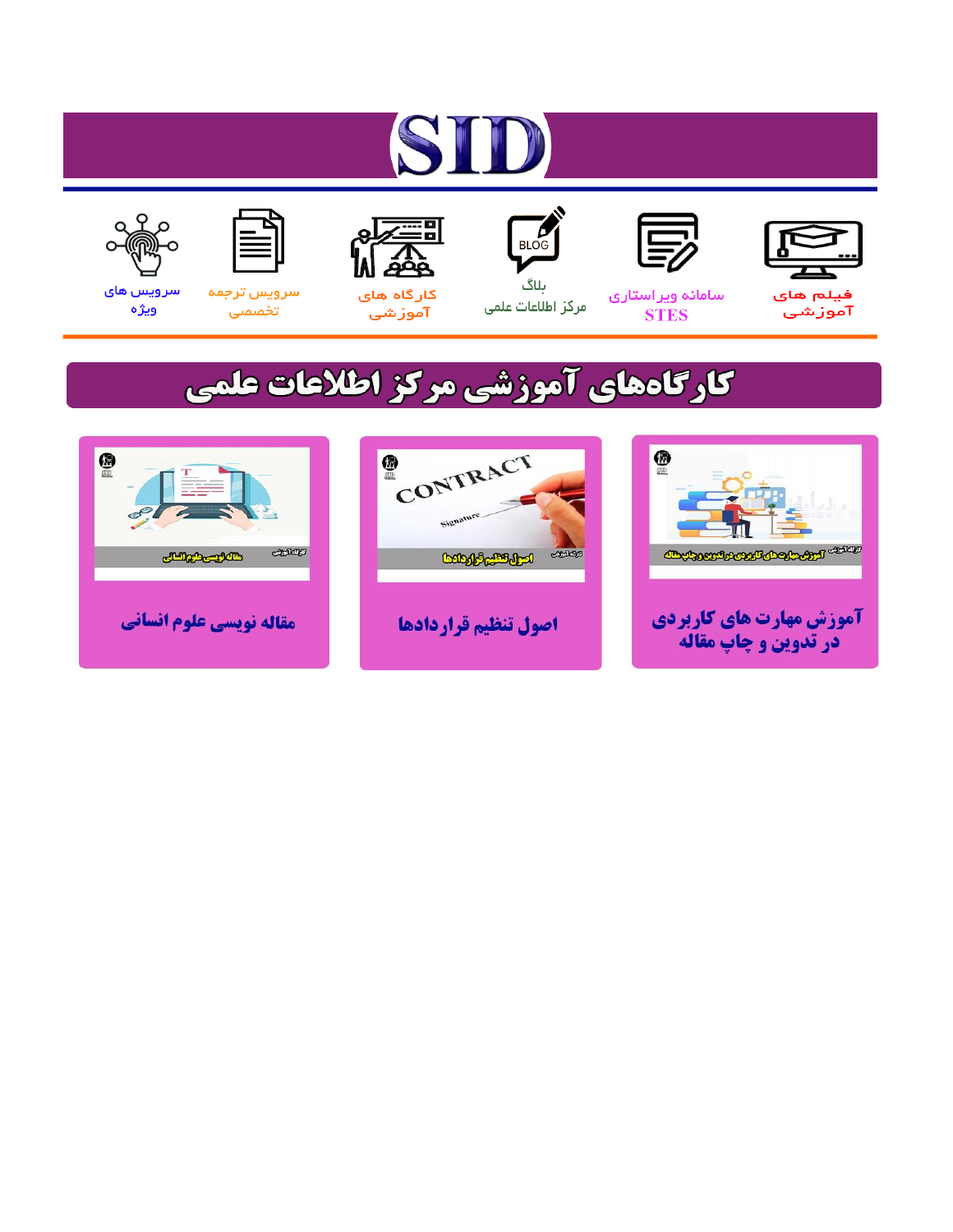# SID

فیلم های آموزشی

سامانه ویراستاری STES

بلاگ مرکز اطلاعات علمی

کارگاه های آموزشی

سرویس ترجمه تخصصی

سرویس های ویژه

## کارگاه‌های آموزشی مرکز اطلاعات علمی

آموزش مهارت های کاربردی در تدوین و چاپ مقاله

اصول تنظیم قراردادها

مقاله نویسی علوم انسانی